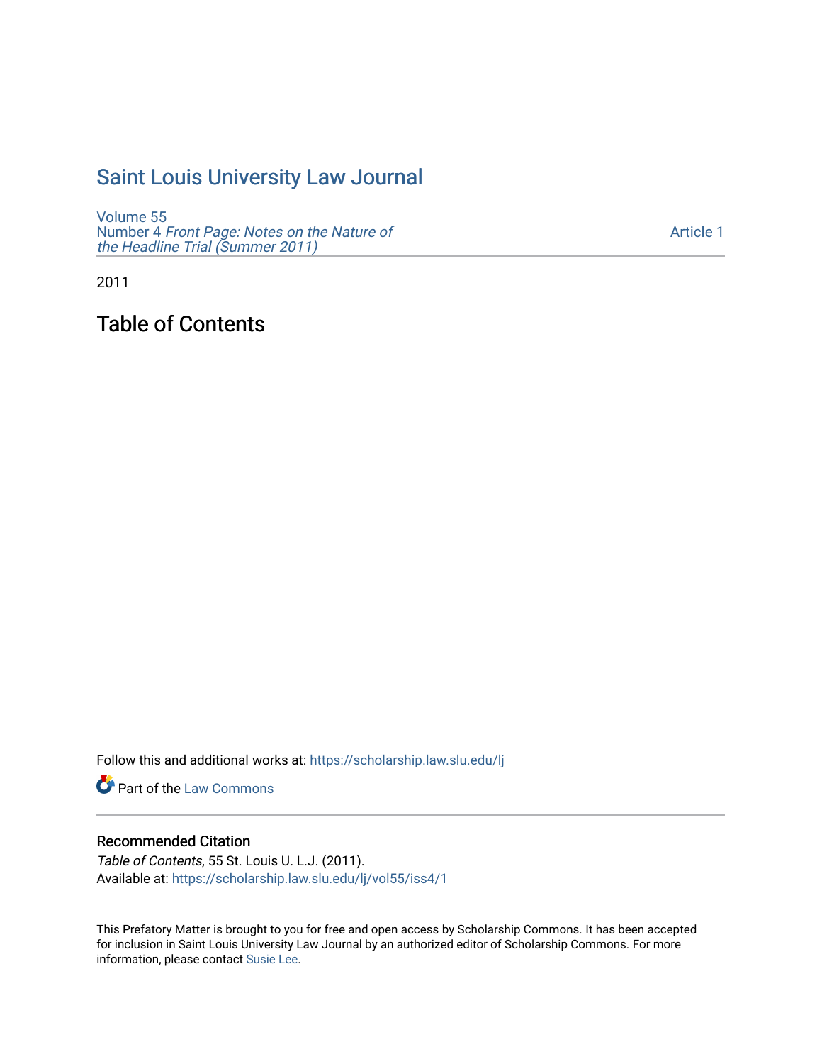# Saint Louis University Law Journal

Volume 55
Number 4 *Front Page: Notes on the Nature of the Headline Trial (Summer 2011)*

Article 1

2011

## Table of Contents

Follow this and additional works at: https://scholarship.law.slu.edu/lj

Part of the Law Commons

### Recommended Citation

*Table of Contents*, 55 St. Louis U. L.J. (2011).
Available at: https://scholarship.law.slu.edu/lj/vol55/iss4/1

This Prefatory Matter is brought to you for free and open access by Scholarship Commons. It has been accepted for inclusion in Saint Louis University Law Journal by an authorized editor of Scholarship Commons. For more information, please contact Susie Lee.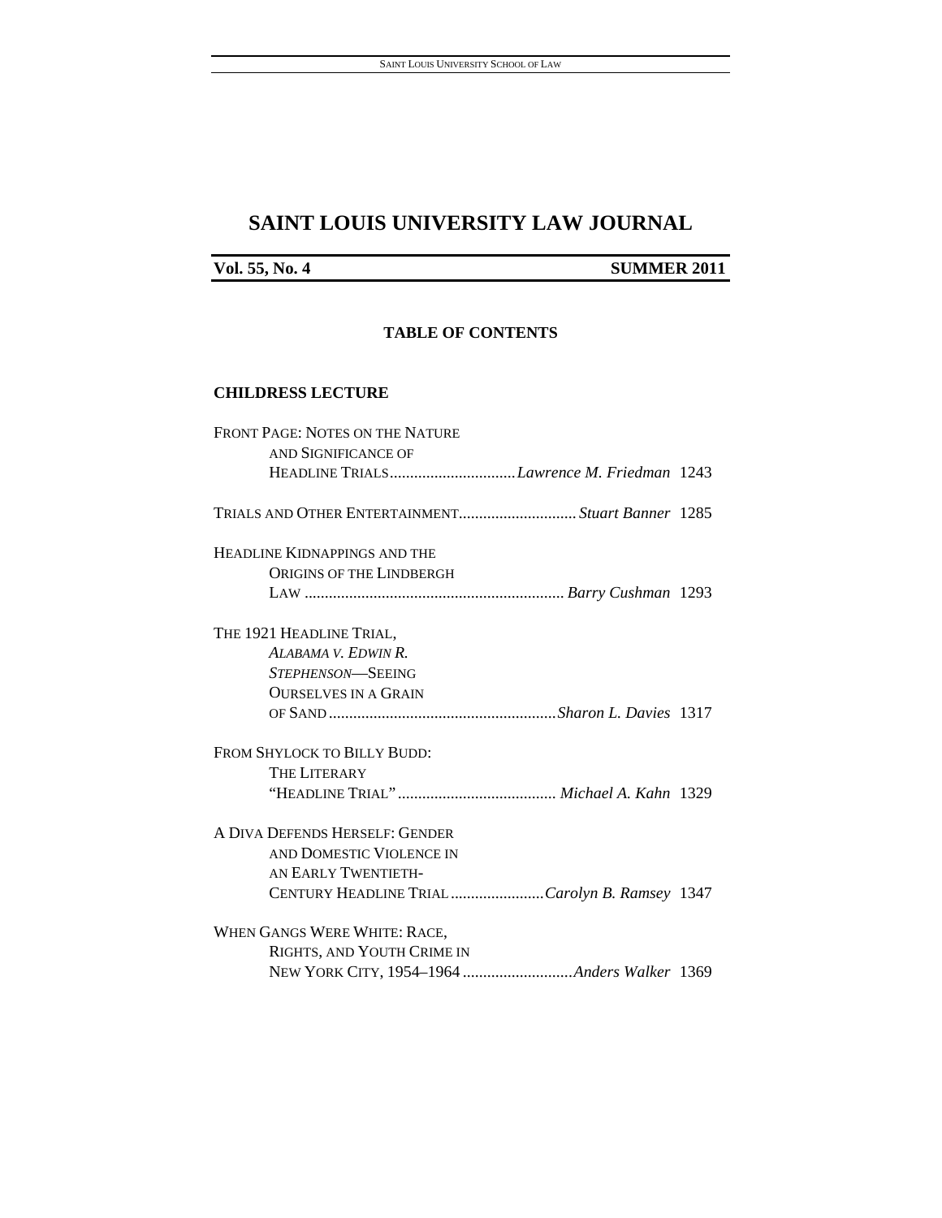# SAINT LOUIS UNIVERSITY LAW JOURNAL

**Vol. 55, No. 4** **SUMMER 2011**

## TABLE OF CONTENTS

### CHILDRESS LECTURE

FRONT PAGE: NOTES ON THE NATURE AND SIGNIFICANCE OF HEADLINE TRIALS ............................... *Lawrence M. Friedman* 1243

TRIALS AND OTHER ENTERTAINMENT............................. *Stuart Banner* 1285

HEADLINE KIDNAPPINGS AND THE ORIGINS OF THE LINDBERGH LAW ................................................................ *Barry Cushman* 1293

THE 1921 HEADLINE TRIAL, *ALABAMA V. EDWIN R. STEPHENSON*—SEEING OURSELVES IN A GRAIN OF SAND ......................................................... *Sharon L. Davies* 1317

FROM SHYLOCK TO BILLY BUDD: THE LITERARY "HEADLINE TRIAL" ....................................... *Michael A. Kahn* 1329

A DIVA DEFENDS HERSELF: GENDER AND DOMESTIC VIOLENCE IN AN EARLY TWENTIETH-CENTURY HEADLINE TRIAL ....................... *Carolyn B. Ramsey* 1347

WHEN GANGS WERE WHITE: RACE, RIGHTS, AND YOUTH CRIME IN NEW YORK CITY, 1954–1964 ........................... *Anders Walker* 1369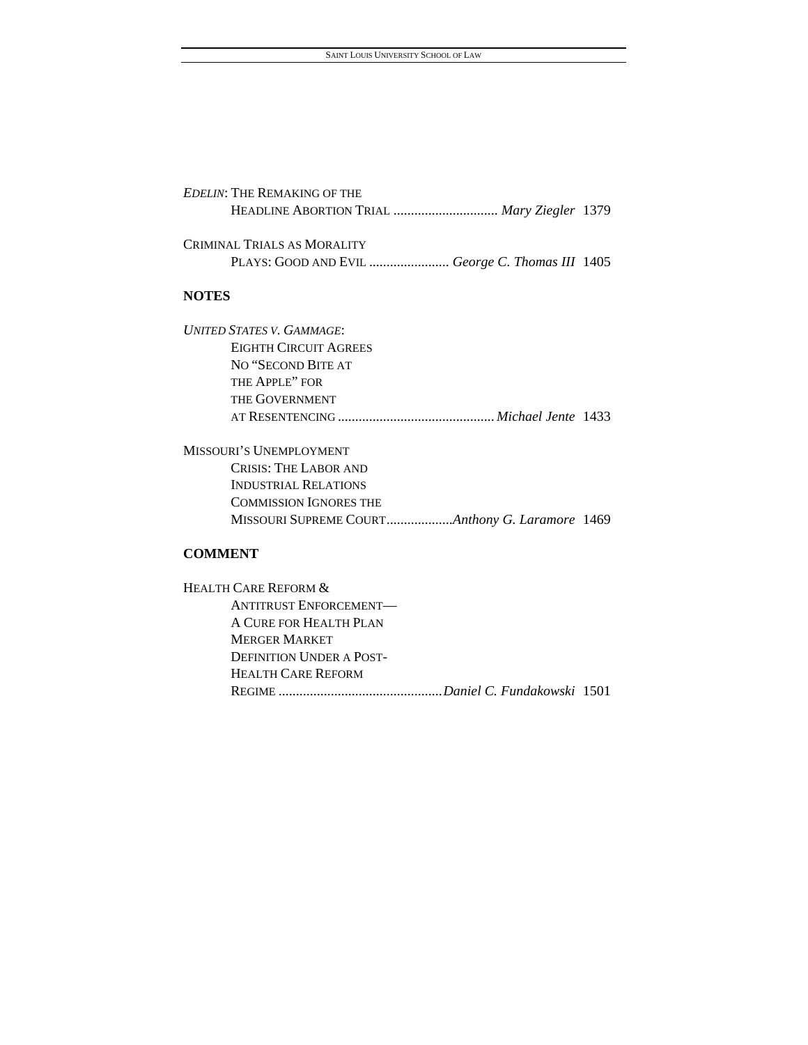*EDELIN*: THE REMAKING OF THE HEADLINE ABORTION TRIAL .............................. *Mary Ziegler* 1379

CRIMINAL TRIALS AS MORALITY PLAYS: GOOD AND EVIL ....................... *George C. Thomas III* 1405

## NOTES

*UNITED STATES V. GAMMAGE*: EIGHTH CIRCUIT AGREES NO "SECOND BITE AT THE APPLE" FOR THE GOVERNMENT AT RESENTENCING ............................................. *Michael Jente* 1433

MISSOURI'S UNEMPLOYMENT CRISIS: THE LABOR AND INDUSTRIAL RELATIONS COMMISSION IGNORES THE MISSOURI SUPREME COURT.................. *Anthony G. Laramore* 1469

## COMMENT

HEALTH CARE REFORM & ANTITRUST ENFORCEMENT—A CURE FOR HEALTH PLAN MERGER MARKET DEFINITION UNDER A POST-HEALTH CARE REFORM REGIME ............................................... *Daniel C. Fundakowski* 1501